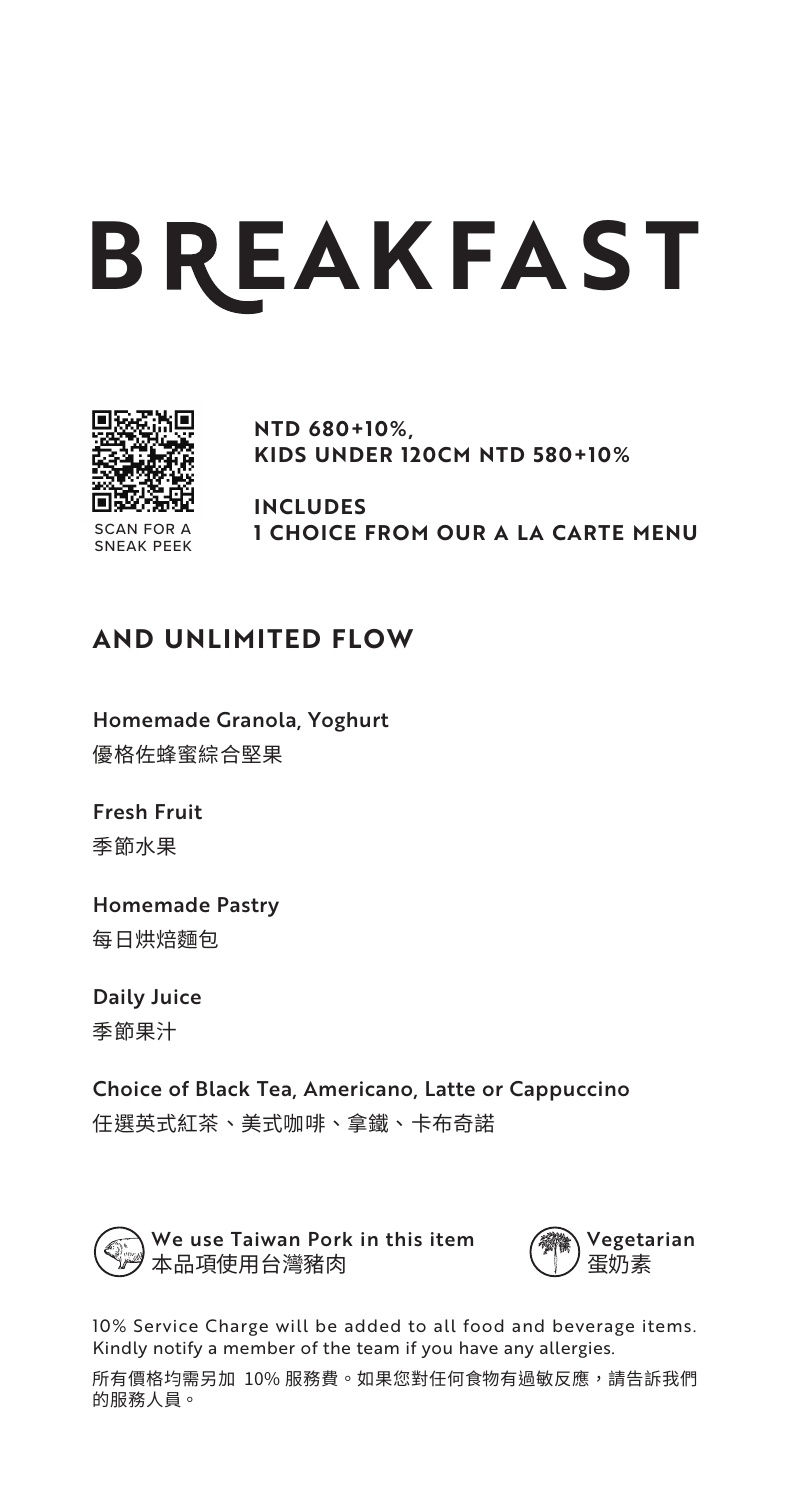# BREAKFAST

SCAN FOR A SNEAK PEEK

**NTD 680+10%,**
**KIDS UNDER 120CM NTD 580+10%**

**INCLUDES**
**1 CHOICE FROM OUR A LA CARTE MENU**

## AND UNLIMITED FLOW

Homemade Granola, Yoghurt
優格佐蜂蜜綜合堅果

Fresh Fruit
季節水果

Homemade Pastry
每日烘焙麵包

Daily Juice
季節果汁

Choice of Black Tea, Americano, Latte or Cappuccino
任選英式紅茶、美式咖啡、拿鐵、卡布奇諾

We use Taiwan Pork in this item
本品項使用台灣豬肉

Vegetarian
蛋奶素

10% Service Charge will be added to all food and beverage items. Kindly notify a member of the team if you have any allergies.

所有價格均需另加 10% 服務費。如果您對任何食物有過敏反應，請告訴我們的服務人員。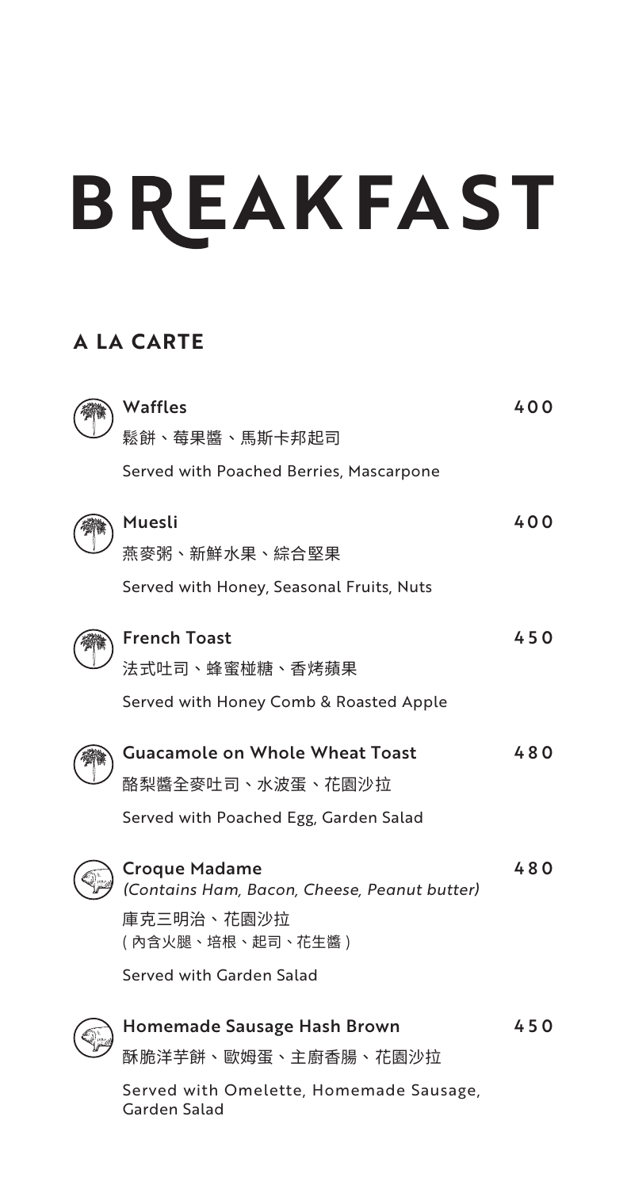# BREAKFAST

## A LA CARTE

**Waffles** 400
鬆餅、莓果醬、馬斯卡邦起司
Served with Poached Berries, Mascarpone

**Muesli** 400
燕麥粥、新鮮水果、綜合堅果
Served with Honey, Seasonal Fruits, Nuts

**French Toast** 450
法式吐司、蜂蜜椪糖、香烤蘋果
Served with Honey Comb & Roasted Apple

**Guacamole on Whole Wheat Toast** 480
酪梨醬全麥吐司、水波蛋、花園沙拉
Served with Poached Egg, Garden Salad

**Croque Madame** 480
*(Contains Ham, Bacon, Cheese, Peanut butter)*
庫克三明治、花園沙拉
（內含火腿、培根、起司、花生醬）
Served with Garden Salad

**Homemade Sausage Hash Brown** 450
酥脆洋芋餅、歐姆蛋、主廚香腸、花園沙拉
Served with Omelette, Homemade Sausage, Garden Salad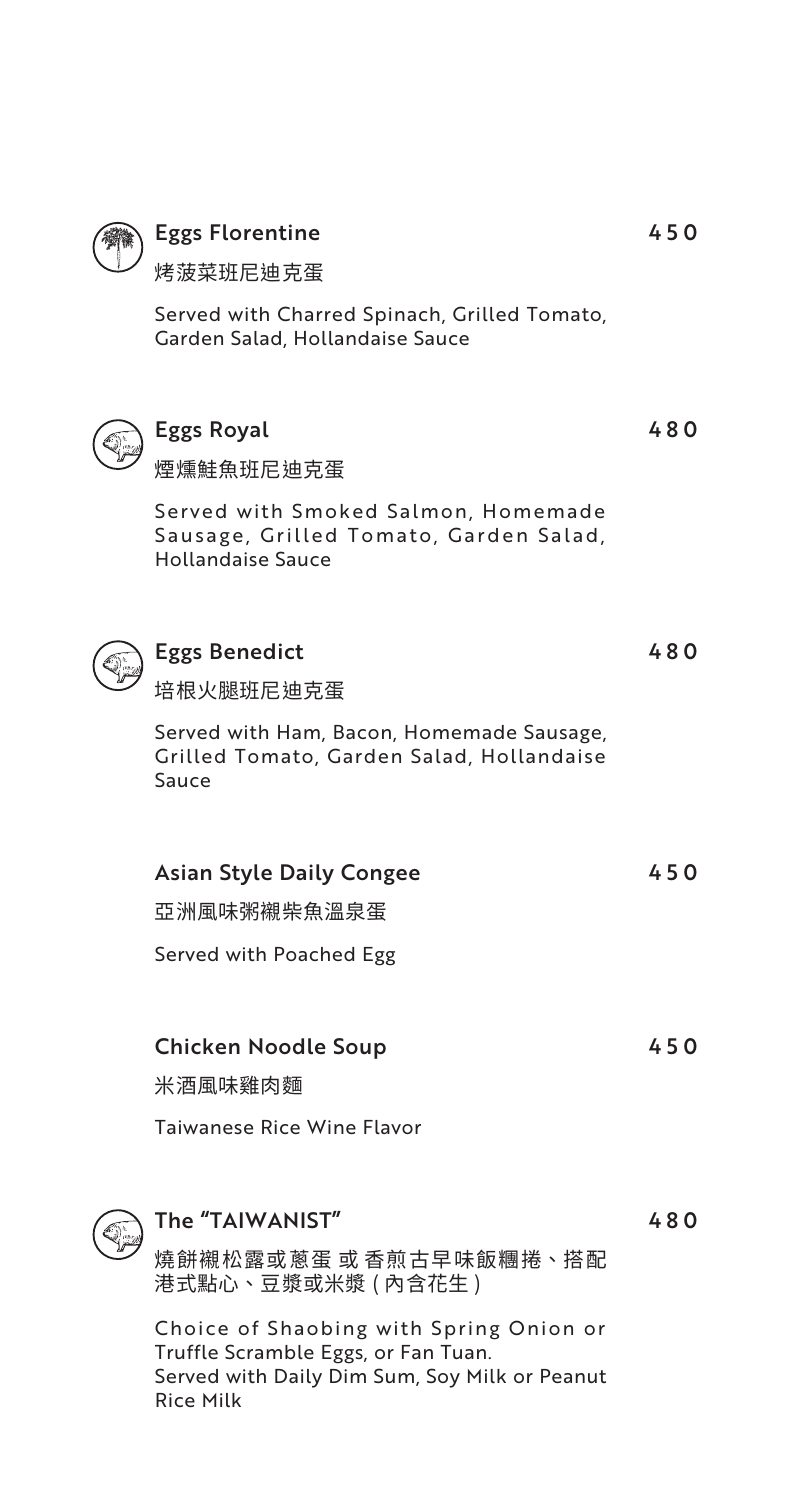### Eggs Florentine — 450

烤菠菜班尼迪克蛋

Served with Charred Spinach, Grilled Tomato, Garden Salad, Hollandaise Sauce

### Eggs Royal — 480

煙燻鮭魚班尼迪克蛋

Served with Smoked Salmon, Homemade Sausage, Grilled Tomato, Garden Salad, Hollandaise Sauce

### Eggs Benedict — 480

培根火腿班尼迪克蛋

Served with Ham, Bacon, Homemade Sausage, Grilled Tomato, Garden Salad, Hollandaise Sauce

### Asian Style Daily Congee — 450

亞洲風味粥襯柴魚溫泉蛋

Served with Poached Egg

### Chicken Noodle Soup — 450

米酒風味雞肉麵

Taiwanese Rice Wine Flavor

### The "TAIWANIST" — 480

燒餅襯松露或蔥蛋 或 香煎古早味飯糰捲、搭配港式點心、豆漿或米漿 (內含花生)

Choice of Shaobing with Spring Onion or Truffle Scramble Eggs, or Fan Tuan.
Served with Daily Dim Sum, Soy Milk or Peanut Rice Milk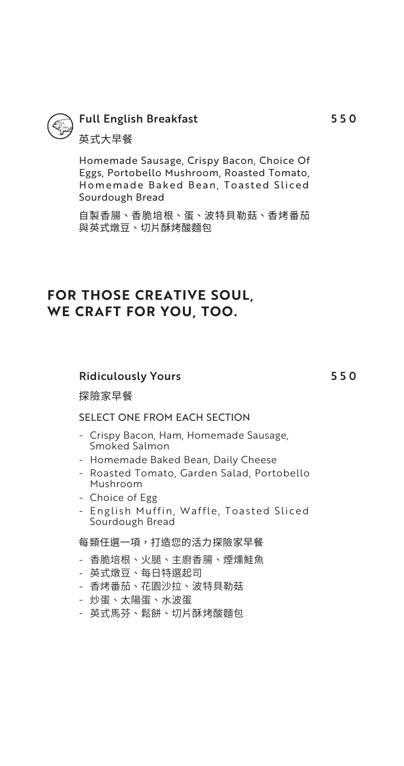### Full English Breakfast — 550

英式大早餐

Homemade Sausage, Crispy Bacon, Choice Of Eggs, Portobello Mushroom, Roasted Tomato, Homemade Baked Bean, Toasted Sliced Sourdough Bread

自製香腸、香脆培根、蛋、波特貝勒菇、香烤番茄與英式燉豆、切片酥烤酸麵包

## FOR THOSE CREATIVE SOUL, WE CRAFT FOR YOU, TOO.

### Ridiculously Yours — 550

探險家早餐

SELECT ONE FROM EACH SECTION

- Crispy Bacon, Ham, Homemade Sausage, Smoked Salmon
- Homemade Baked Bean, Daily Cheese
- Roasted Tomato, Garden Salad, Portobello Mushroom
- Choice of Egg
- English Muffin, Waffle, Toasted Sliced Sourdough Bread

每類任選一項，打造您的活力探險家早餐

- 香脆培根、火腿、主廚香腸、煙燻鮭魚
- 英式燉豆、每日特選起司
- 香烤番茄、花園沙拉、波特貝勒菇
- 炒蛋、太陽蛋、水波蛋
- 英式馬芬、鬆餅、切片酥烤酸麵包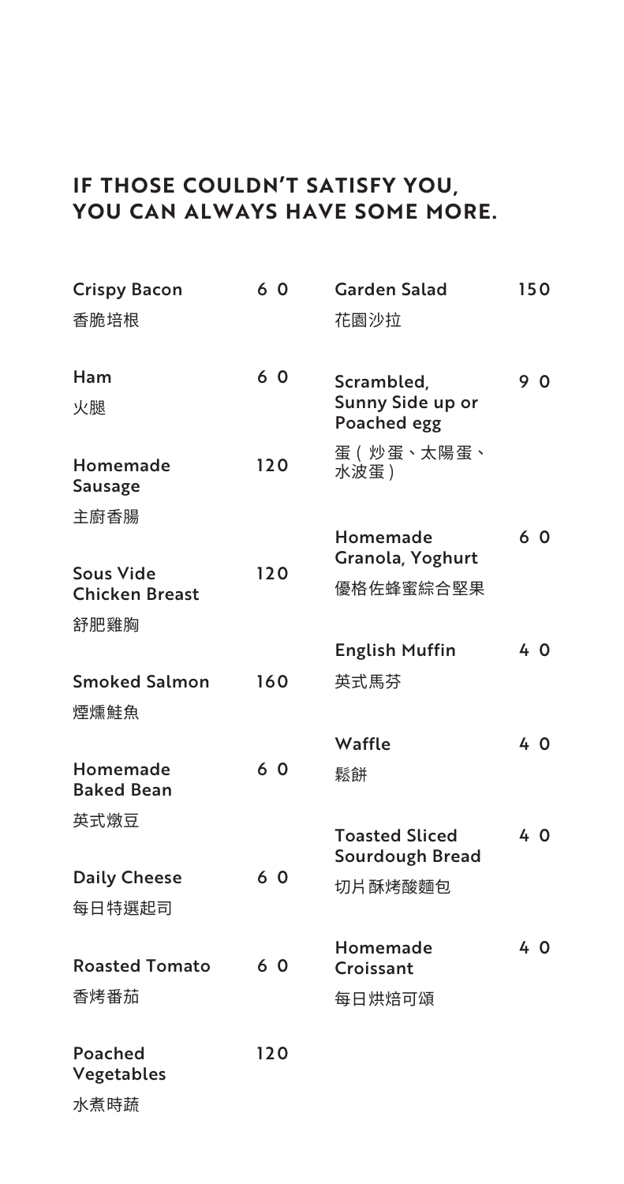## IF THOSE COULDN'T SATISFY YOU, YOU CAN ALWAYS HAVE SOME MORE.

| | |
|---|---|
| Crispy Bacon<br>香脆培根 | 60 |
| Ham<br>火腿 | 60 |
| Homemade Sausage<br>主廚香腸 | 120 |
| Sous Vide Chicken Breast<br>舒肥雞胸 | 120 |
| Smoked Salmon<br>煙燻鮭魚 | 160 |
| Homemade Baked Bean<br>英式燉豆 | 60 |
| Daily Cheese<br>每日特選起司 | 60 |
| Roasted Tomato<br>香烤番茄 | 60 |
| Poached Vegetables<br>水煮時蔬 | 120 |
| Garden Salad<br>花園沙拉 | 150 |
| Scrambled, Sunny Side up or Poached egg<br>蛋（炒蛋、太陽蛋、水波蛋） | 90 |
| Homemade Granola, Yoghurt<br>優格佐蜂蜜綜合堅果 | 60 |
| English Muffin<br>英式馬芬 | 40 |
| Waffle<br>鬆餅 | 40 |
| Toasted Sliced Sourdough Bread<br>切片酥烤酸麵包 | 40 |
| Homemade Croissant<br>每日烘焙可頌 | 40 |